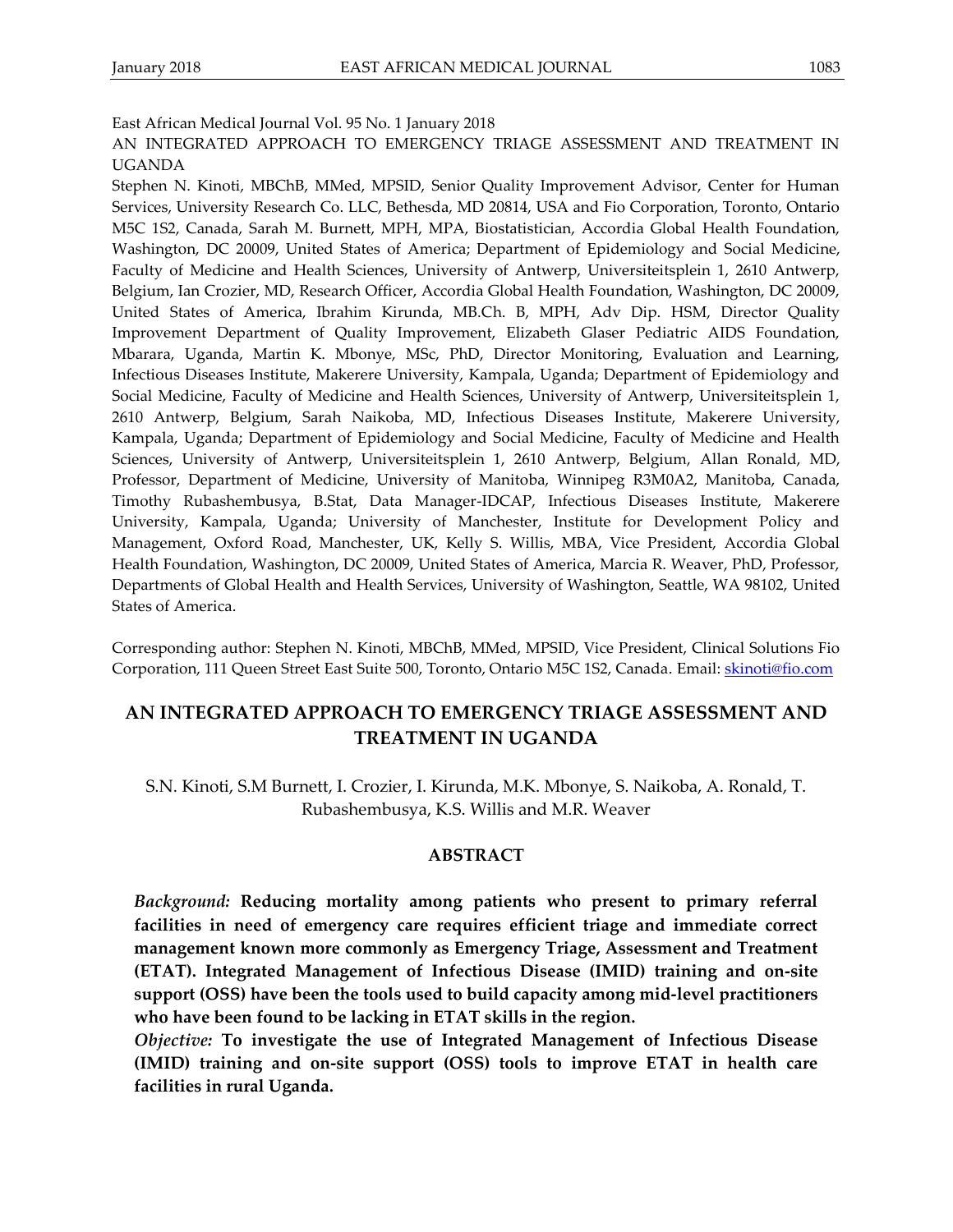East African Medical Journal Vol. 95 No. 1 January 2018

AN INTEGRATED APPROACH TO EMERGENCY TRIAGE ASSESSMENT AND TREATMENT IN UGANDA

Stephen N. Kinoti, MBChB, MMed, MPSID, Senior Quality Improvement Advisor, Center for Human Services, University Research Co. LLC, Bethesda, MD 20814, USA and Fio Corporation, Toronto, Ontario M5C 1S2, Canada, Sarah M. Burnett, MPH, MPA, Biostatistician, Accordia Global Health Foundation, Washington, DC 20009, United States of America; Department of Epidemiology and Social Medicine, Faculty of Medicine and Health Sciences, University of Antwerp, Universiteitsplein 1, 2610 Antwerp, Belgium, Ian Crozier, MD, Research Officer, Accordia Global Health Foundation, Washington, DC 20009, United States of America, Ibrahim Kirunda, MB.Ch. B, MPH, Adv Dip. HSM, Director Quality Improvement Department of Quality Improvement, Elizabeth Glaser Pediatric AIDS Foundation, Mbarara, Uganda, Martin K. Mbonye, MSc, PhD, Director Monitoring, Evaluation and Learning, Infectious Diseases Institute, Makerere University, Kampala, Uganda; Department of Epidemiology and Social Medicine, Faculty of Medicine and Health Sciences, University of Antwerp, Universiteitsplein 1, 2610 Antwerp, Belgium, Sarah Naikoba, MD, Infectious Diseases Institute, Makerere University, Kampala, Uganda; Department of Epidemiology and Social Medicine, Faculty of Medicine and Health Sciences, University of Antwerp, Universiteitsplein 1, 2610 Antwerp, Belgium, Allan Ronald, MD, Professor, Department of Medicine, University of Manitoba, Winnipeg R3M0A2, Manitoba, Canada, Timothy Rubashembusya, B.Stat, Data Manager-IDCAP, Infectious Diseases Institute, Makerere University, Kampala, Uganda; University of Manchester, Institute for Development Policy and Management, Oxford Road, Manchester, UK, Kelly S. Willis, MBA, Vice President, Accordia Global Health Foundation, Washington, DC 20009, United States of America, Marcia R. Weaver, PhD, Professor, Departments of Global Health and Health Services, University of Washington, Seattle, WA 98102, United States of America.

Corresponding author: Stephen N. Kinoti, MBChB, MMed, MPSID, Vice President, Clinical Solutions Fio Corporation, 111 Queen Street East Suite 500, Toronto, Ontario M5C 1S2, Canada. Email: skinoti@fio.com

# AN INTEGRATED APPROACH TO EMERGENCY TRIAGE ASSESSMENT AND TREATMENT IN UGANDA

S.N. Kinoti, S.M Burnett, I. Crozier, I. Kirunda, M.K. Mbonye, S. Naikoba, A. Ronald, T. Rubashembusya, K.S. Willis and M.R. Weaver

## ABSTRACT

***Background:*** **Reducing mortality among patients who present to primary referral facilities in need of emergency care requires efficient triage and immediate correct management known more commonly as Emergency Triage, Assessment and Treatment (ETAT). Integrated Management of Infectious Disease (IMID) training and on-site support (OSS) have been the tools used to build capacity among mid-level practitioners who have been found to be lacking in ETAT skills in the region.**

***Objective:*** **To investigate the use of Integrated Management of Infectious Disease (IMID) training and on-site support (OSS) tools to improve ETAT in health care facilities in rural Uganda.**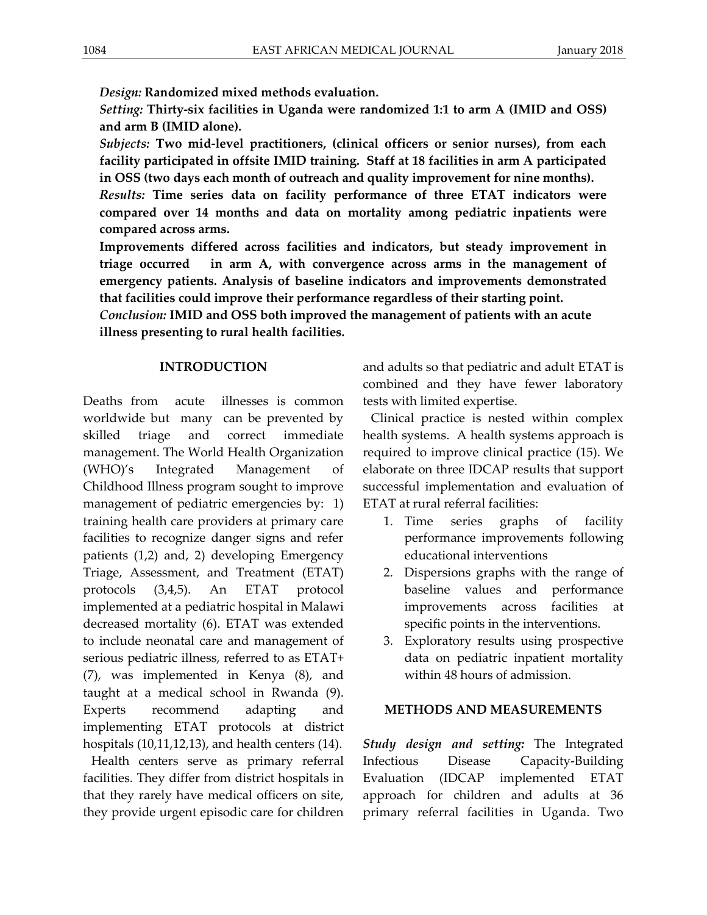*Design:* **Randomized mixed methods evaluation.**

*Setting:* **Thirty-six facilities in Uganda were randomized 1:1 to arm A (IMID and OSS) and arm B (IMID alone).**

*Subjects:* **Two mid-level practitioners, (clinical officers or senior nurses), from each facility participated in offsite IMID training. Staff at 18 facilities in arm A participated in OSS (two days each month of outreach and quality improvement for nine months).**

*Results:* **Time series data on facility performance of three ETAT indicators were compared over 14 months and data on mortality among pediatric inpatients were compared across arms.**

**Improvements differed across facilities and indicators, but steady improvement in triage occurred in arm A, with convergence across arms in the management of emergency patients. Analysis of baseline indicators and improvements demonstrated that facilities could improve their performance regardless of their starting point.**

*Conclusion:* **IMID and OSS both improved the management of patients with an acute illness presenting to rural health facilities.**

## INTRODUCTION

Deaths from acute illnesses is common worldwide but many can be prevented by skilled triage and correct immediate management. The World Health Organization (WHO)'s Integrated Management of Childhood Illness program sought to improve management of pediatric emergencies by: 1) training health care providers at primary care facilities to recognize danger signs and refer patients (1,2) and, 2) developing Emergency Triage, Assessment, and Treatment (ETAT) protocols (3,4,5). An ETAT protocol implemented at a pediatric hospital in Malawi decreased mortality (6). ETAT was extended to include neonatal care and management of serious pediatric illness, referred to as ETAT+ (7), was implemented in Kenya (8), and taught at a medical school in Rwanda (9). Experts recommend adapting and implementing ETAT protocols at district hospitals (10,11,12,13), and health centers (14).

Health centers serve as primary referral facilities. They differ from district hospitals in that they rarely have medical officers on site, they provide urgent episodic care for children and adults so that pediatric and adult ETAT is combined and they have fewer laboratory tests with limited expertise.

Clinical practice is nested within complex health systems. A health systems approach is required to improve clinical practice (15). We elaborate on three IDCAP results that support successful implementation and evaluation of ETAT at rural referral facilities:

1. Time series graphs of facility performance improvements following educational interventions
2. Dispersions graphs with the range of baseline values and performance improvements across facilities at specific points in the interventions.
3. Exploratory results using prospective data on pediatric inpatient mortality within 48 hours of admission.

## METHODS AND MEASUREMENTS

***Study design and setting:*** The Integrated Infectious Disease Capacity-Building Evaluation (IDCAP implemented ETAT approach for children and adults at 36 primary referral facilities in Uganda. Two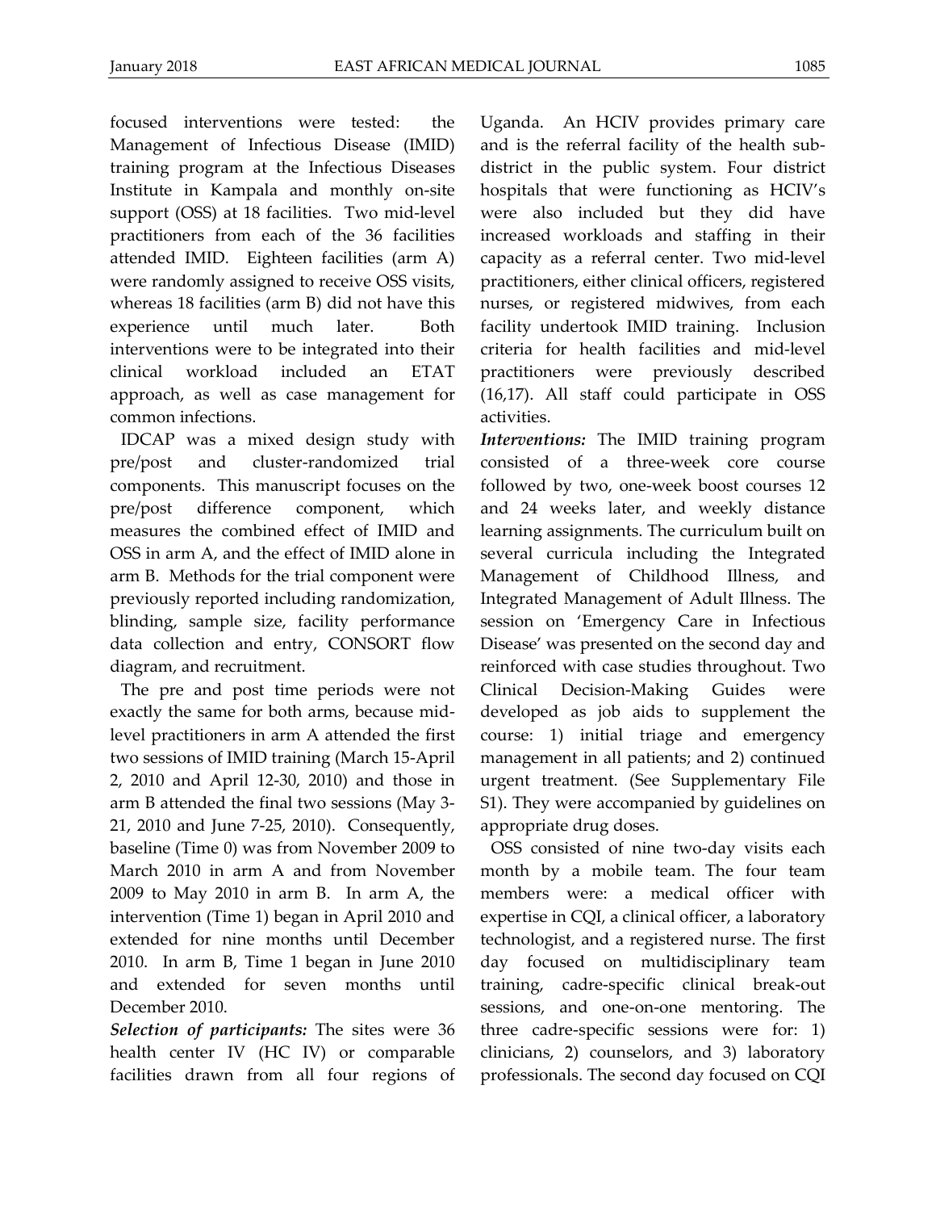focused interventions were tested: the Management of Infectious Disease (IMID) training program at the Infectious Diseases Institute in Kampala and monthly on-site support (OSS) at 18 facilities. Two mid-level practitioners from each of the 36 facilities attended IMID. Eighteen facilities (arm A) were randomly assigned to receive OSS visits, whereas 18 facilities (arm B) did not have this experience until much later. Both interventions were to be integrated into their clinical workload included an ETAT approach, as well as case management for common infections.

IDCAP was a mixed design study with pre/post and cluster-randomized trial components. This manuscript focuses on the pre/post difference component, which measures the combined effect of IMID and OSS in arm A, and the effect of IMID alone in arm B. Methods for the trial component were previously reported including randomization, blinding, sample size, facility performance data collection and entry, CONSORT flow diagram, and recruitment.

The pre and post time periods were not exactly the same for both arms, because mid-level practitioners in arm A attended the first two sessions of IMID training (March 15-April 2, 2010 and April 12-30, 2010) and those in arm B attended the final two sessions (May 3-21, 2010 and June 7-25, 2010). Consequently, baseline (Time 0) was from November 2009 to March 2010 in arm A and from November 2009 to May 2010 in arm B. In arm A, the intervention (Time 1) began in April 2010 and extended for nine months until December 2010. In arm B, Time 1 began in June 2010 and extended for seven months until December 2010.

***Selection of participants:*** The sites were 36 health center IV (HC IV) or comparable facilities drawn from all four regions of Uganda. An HCIV provides primary care and is the referral facility of the health sub-district in the public system. Four district hospitals that were functioning as HCIV's were also included but they did have increased workloads and staffing in their capacity as a referral center. Two mid-level practitioners, either clinical officers, registered nurses, or registered midwives, from each facility undertook IMID training. Inclusion criteria for health facilities and mid-level practitioners were previously described (16,17). All staff could participate in OSS activities.

***Interventions:*** The IMID training program consisted of a three-week core course followed by two, one-week boost courses 12 and 24 weeks later, and weekly distance learning assignments. The curriculum built on several curricula including the Integrated Management of Childhood Illness, and Integrated Management of Adult Illness. The session on 'Emergency Care in Infectious Disease' was presented on the second day and reinforced with case studies throughout. Two Clinical Decision-Making Guides were developed as job aids to supplement the course: 1) initial triage and emergency management in all patients; and 2) continued urgent treatment. (See Supplementary File S1). They were accompanied by guidelines on appropriate drug doses.

OSS consisted of nine two-day visits each month by a mobile team. The four team members were: a medical officer with expertise in CQI, a clinical officer, a laboratory technologist, and a registered nurse. The first day focused on multidisciplinary team training, cadre-specific clinical break-out sessions, and one-on-one mentoring. The three cadre-specific sessions were for: 1) clinicians, 2) counselors, and 3) laboratory professionals. The second day focused on CQI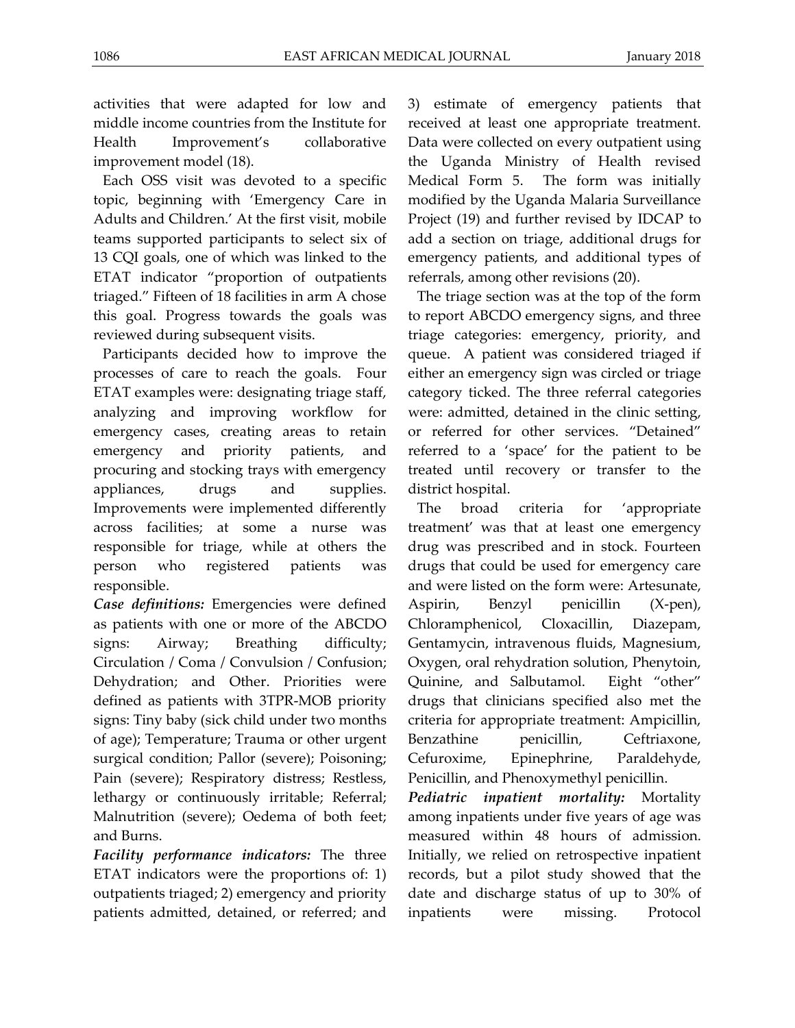activities that were adapted for low and middle income countries from the Institute for Health Improvement's collaborative improvement model (18).

Each OSS visit was devoted to a specific topic, beginning with 'Emergency Care in Adults and Children.' At the first visit, mobile teams supported participants to select six of 13 CQI goals, one of which was linked to the ETAT indicator "proportion of outpatients triaged." Fifteen of 18 facilities in arm A chose this goal. Progress towards the goals was reviewed during subsequent visits.

Participants decided how to improve the processes of care to reach the goals. Four ETAT examples were: designating triage staff, analyzing and improving workflow for emergency cases, creating areas to retain emergency and priority patients, and procuring and stocking trays with emergency appliances, drugs and supplies. Improvements were implemented differently across facilities; at some a nurse was responsible for triage, while at others the person who registered patients was responsible.

***Case definitions:*** Emergencies were defined as patients with one or more of the ABCDO signs: Airway; Breathing difficulty; Circulation / Coma / Convulsion / Confusion; Dehydration; and Other. Priorities were defined as patients with 3TPR-MOB priority signs: Tiny baby (sick child under two months of age); Temperature; Trauma or other urgent surgical condition; Pallor (severe); Poisoning; Pain (severe); Respiratory distress; Restless, lethargy or continuously irritable; Referral; Malnutrition (severe); Oedema of both feet; and Burns.

***Facility performance indicators:*** The three ETAT indicators were the proportions of: 1) outpatients triaged; 2) emergency and priority patients admitted, detained, or referred; and 3) estimate of emergency patients that received at least one appropriate treatment. Data were collected on every outpatient using the Uganda Ministry of Health revised Medical Form 5. The form was initially modified by the Uganda Malaria Surveillance Project (19) and further revised by IDCAP to add a section on triage, additional drugs for emergency patients, and additional types of referrals, among other revisions (20).

The triage section was at the top of the form to report ABCDO emergency signs, and three triage categories: emergency, priority, and queue. A patient was considered triaged if either an emergency sign was circled or triage category ticked. The three referral categories were: admitted, detained in the clinic setting, or referred for other services. "Detained" referred to a 'space' for the patient to be treated until recovery or transfer to the district hospital.

The broad criteria for 'appropriate treatment' was that at least one emergency drug was prescribed and in stock. Fourteen drugs that could be used for emergency care and were listed on the form were: Artesunate, Aspirin, Benzyl penicillin (X-pen), Chloramphenicol, Cloxacillin, Diazepam, Gentamycin, intravenous fluids, Magnesium, Oxygen, oral rehydration solution, Phenytoin, Quinine, and Salbutamol. Eight "other" drugs that clinicians specified also met the criteria for appropriate treatment: Ampicillin, Benzathine penicillin, Ceftriaxone, Cefuroxime, Epinephrine, Paraldehyde, Penicillin, and Phenoxymethyl penicillin.

***Pediatric inpatient mortality:*** Mortality among inpatients under five years of age was measured within 48 hours of admission. Initially, we relied on retrospective inpatient records, but a pilot study showed that the date and discharge status of up to 30% of inpatients were missing. Protocol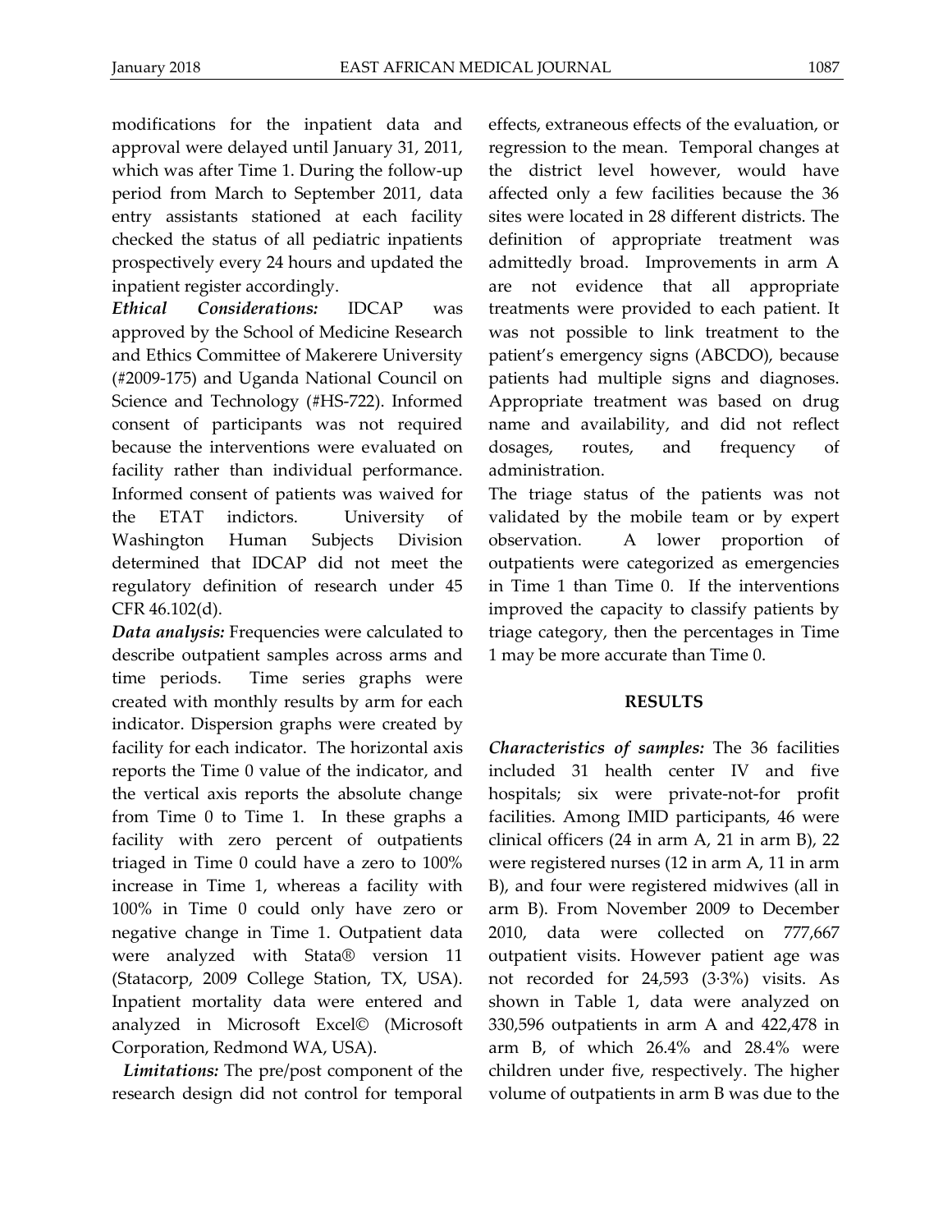modifications for the inpatient data and approval were delayed until January 31, 2011, which was after Time 1. During the follow-up period from March to September 2011, data entry assistants stationed at each facility checked the status of all pediatric inpatients prospectively every 24 hours and updated the inpatient register accordingly.

***Ethical Considerations:*** IDCAP was approved by the School of Medicine Research and Ethics Committee of Makerere University (#2009-175) and Uganda National Council on Science and Technology (#HS-722). Informed consent of participants was not required because the interventions were evaluated on facility rather than individual performance. Informed consent of patients was waived for the ETAT indictors. University of Washington Human Subjects Division determined that IDCAP did not meet the regulatory definition of research under 45 CFR 46.102(d).

***Data analysis:*** Frequencies were calculated to describe outpatient samples across arms and time periods. Time series graphs were created with monthly results by arm for each indicator. Dispersion graphs were created by facility for each indicator. The horizontal axis reports the Time 0 value of the indicator, and the vertical axis reports the absolute change from Time 0 to Time 1. In these graphs a facility with zero percent of outpatients triaged in Time 0 could have a zero to 100% increase in Time 1, whereas a facility with 100% in Time 0 could only have zero or negative change in Time 1. Outpatient data were analyzed with Stata® version 11 (Statacorp, 2009 College Station, TX, USA). Inpatient mortality data were entered and analyzed in Microsoft Excel© (Microsoft Corporation, Redmond WA, USA).

***Limitations:*** The pre/post component of the research design did not control for temporal effects, extraneous effects of the evaluation, or regression to the mean. Temporal changes at the district level however, would have affected only a few facilities because the 36 sites were located in 28 different districts. The definition of appropriate treatment was admittedly broad. Improvements in arm A are not evidence that all appropriate treatments were provided to each patient. It was not possible to link treatment to the patient's emergency signs (ABCDO), because patients had multiple signs and diagnoses. Appropriate treatment was based on drug name and availability, and did not reflect dosages, routes, and frequency of administration.

The triage status of the patients was not validated by the mobile team or by expert observation. A lower proportion of outpatients were categorized as emergencies in Time 1 than Time 0. If the interventions improved the capacity to classify patients by triage category, then the percentages in Time 1 may be more accurate than Time 0.

## RESULTS

***Characteristics of samples:*** The 36 facilities included 31 health center IV and five hospitals; six were private-not-for profit facilities. Among IMID participants, 46 were clinical officers (24 in arm A, 21 in arm B), 22 were registered nurses (12 in arm A, 11 in arm B), and four were registered midwives (all in arm B). From November 2009 to December 2010, data were collected on 777,667 outpatient visits. However patient age was not recorded for 24,593 (3·3%) visits. As shown in Table 1, data were analyzed on 330,596 outpatients in arm A and 422,478 in arm B, of which 26.4% and 28.4% were children under five, respectively. The higher volume of outpatients in arm B was due to the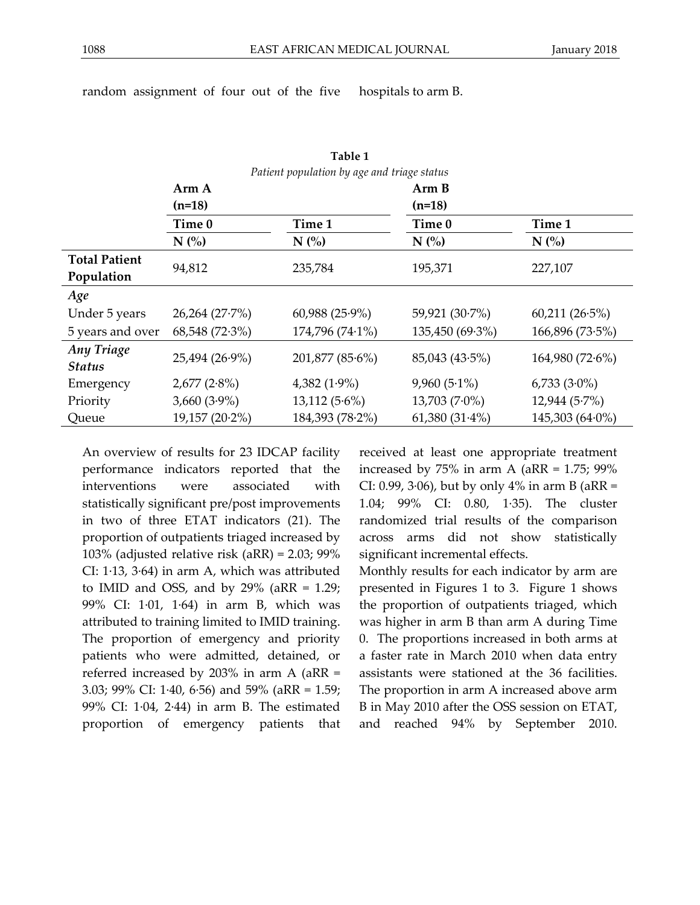random assignment of four out of the five hospitals to arm B.

**Table 1**

*Patient population by age and triage status*

| | Arm A (n=18) | | Arm B (n=18) | |
|---|---|---|---|---|
| | Time 0 | Time 1 | Time 0 | Time 1 |
| | N (%) | N (%) | N (%) | N (%) |
| **Total Patient Population** | 94,812 | 235,784 | 195,371 | 227,107 |
| ***Age*** | | | | |
| Under 5 years | 26,264 (27·7%) | 60,988 (25·9%) | 59,921 (30·7%) | 60,211 (26·5%) |
| 5 years and over | 68,548 (72·3%) | 174,796 (74·1%) | 135,450 (69·3%) | 166,896 (73·5%) |
| ***Any Triage Status*** | 25,494 (26·9%) | 201,877 (85·6%) | 85,043 (43·5%) | 164,980 (72·6%) |
| Emergency | 2,677 (2·8%) | 4,382 (1·9%) | 9,960 (5·1%) | 6,733 (3·0%) |
| Priority | 3,660 (3·9%) | 13,112 (5·6%) | 13,703 (7·0%) | 12,944 (5·7%) |
| Queue | 19,157 (20·2%) | 184,393 (78·2%) | 61,380 (31·4%) | 145,303 (64·0%) |

An overview of results for 23 IDCAP facility performance indicators reported that the interventions were associated with statistically significant pre/post improvements in two of three ETAT indicators (21). The proportion of outpatients triaged increased by 103% (adjusted relative risk (aRR) = 2.03; 99% CI: 1·13, 3·64) in arm A, which was attributed to IMID and OSS, and by 29% (aRR = 1.29; 99% CI: 1·01, 1·64) in arm B, which was attributed to training limited to IMID training. The proportion of emergency and priority patients who were admitted, detained, or referred increased by 203% in arm A (aRR = 3.03; 99% CI: 1·40, 6·56) and 59% (aRR = 1.59; 99% CI: 1·04, 2·44) in arm B. The estimated proportion of emergency patients that received at least one appropriate treatment increased by 75% in arm A (aRR = 1.75; 99% CI: 0.99, 3·06), but by only 4% in arm B (aRR = 1.04; 99% CI: 0.80, 1·35). The cluster randomized trial results of the comparison across arms did not show statistically significant incremental effects.

Monthly results for each indicator by arm are presented in Figures 1 to 3. Figure 1 shows the proportion of outpatients triaged, which was higher in arm B than arm A during Time 0. The proportions increased in both arms at a faster rate in March 2010 when data entry assistants were stationed at the 36 facilities. The proportion in arm A increased above arm B in May 2010 after the OSS session on ETAT, and reached 94% by September 2010.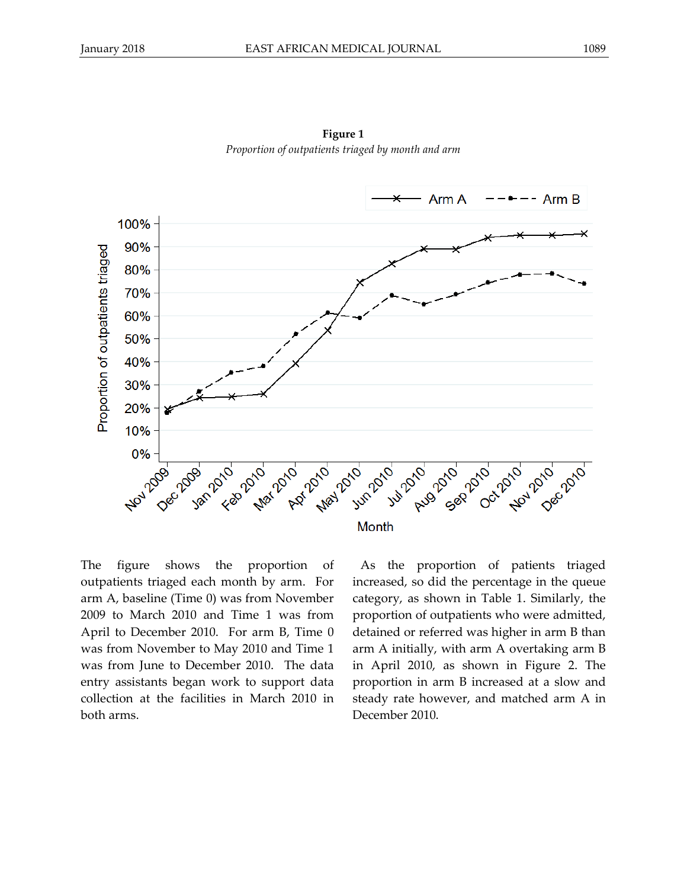**Figure 1**
*Proportion of outpatients triaged by month and arm*

The figure shows the proportion of outpatients triaged each month by arm. For arm A, baseline (Time 0) was from November 2009 to March 2010 and Time 1 was from April to December 2010. For arm B, Time 0 was from November to May 2010 and Time 1 was from June to December 2010. The data entry assistants began work to support data collection at the facilities in March 2010 in both arms.

As the proportion of patients triaged increased, so did the percentage in the queue category, as shown in Table 1. Similarly, the proportion of outpatients who were admitted, detained or referred was higher in arm B than arm A initially, with arm A overtaking arm B in April 2010, as shown in Figure 2. The proportion in arm B increased at a slow and steady rate however, and matched arm A in December 2010.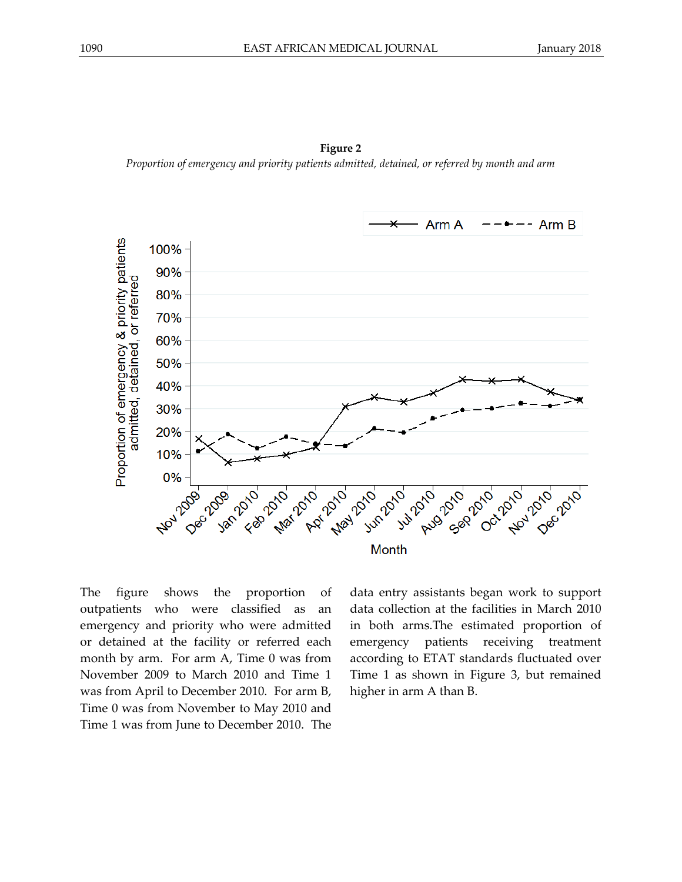**Figure 2**

*Proportion of emergency and priority patients admitted, detained, or referred by month and arm*

The figure shows the proportion of outpatients who were classified as an emergency and priority who were admitted or detained at the facility or referred each month by arm. For arm A, Time 0 was from November 2009 to March 2010 and Time 1 was from April to December 2010. For arm B, Time 0 was from November to May 2010 and Time 1 was from June to December 2010. The data entry assistants began work to support data collection at the facilities in March 2010 in both arms.The estimated proportion of emergency patients receiving treatment according to ETAT standards fluctuated over Time 1 as shown in Figure 3, but remained higher in arm A than B.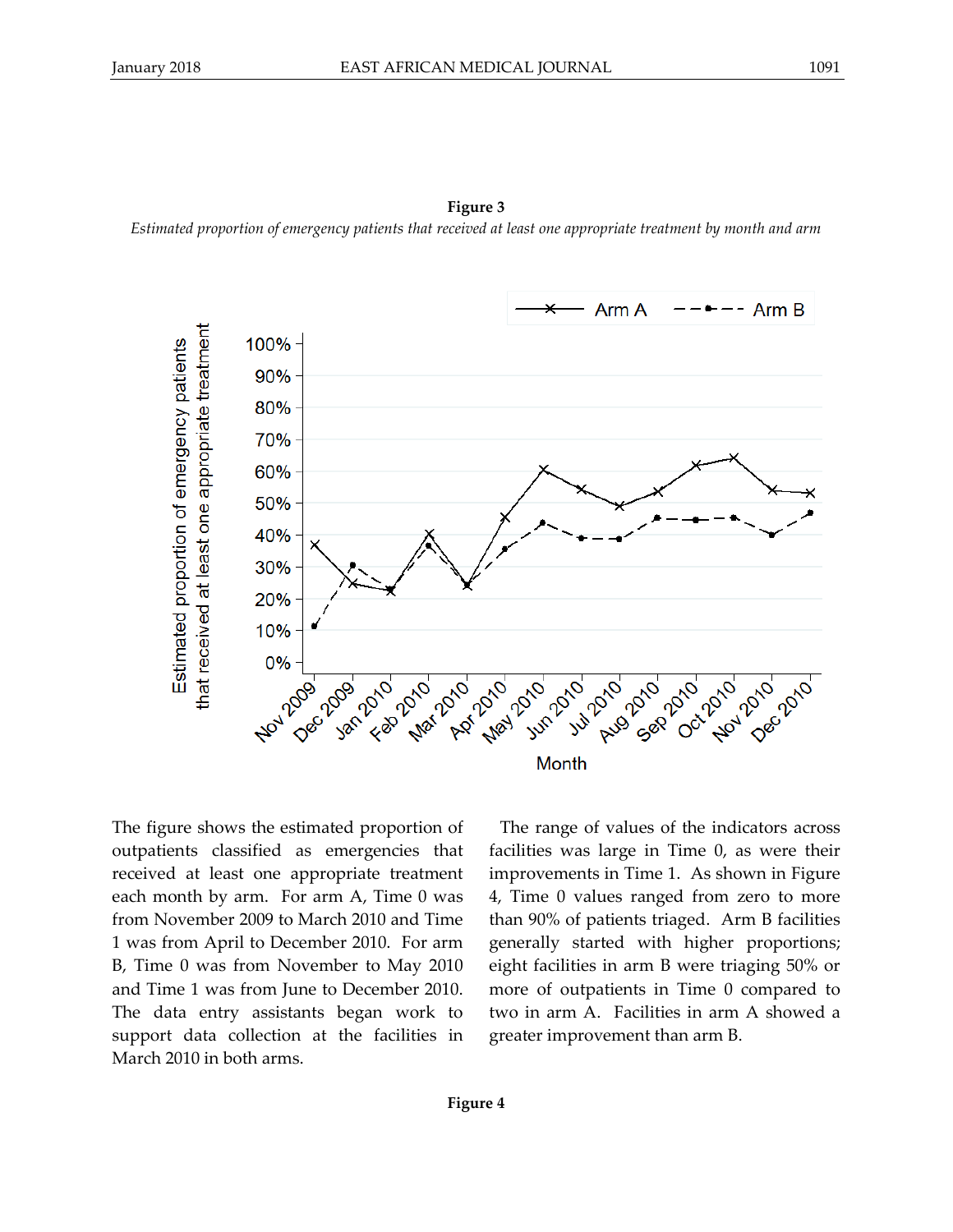**Figure 3**

*Estimated proportion of emergency patients that received at least one appropriate treatment by month and arm*

The figure shows the estimated proportion of outpatients classified as emergencies that received at least one appropriate treatment each month by arm. For arm A, Time 0 was from November 2009 to March 2010 and Time 1 was from April to December 2010. For arm B, Time 0 was from November to May 2010 and Time 1 was from June to December 2010. The data entry assistants began work to support data collection at the facilities in March 2010 in both arms.

The range of values of the indicators across facilities was large in Time 0, as were their improvements in Time 1. As shown in Figure 4, Time 0 values ranged from zero to more than 90% of patients triaged. Arm B facilities generally started with higher proportions; eight facilities in arm B were triaging 50% or more of outpatients in Time 0 compared to two in arm A. Facilities in arm A showed a greater improvement than arm B.

**Figure 4**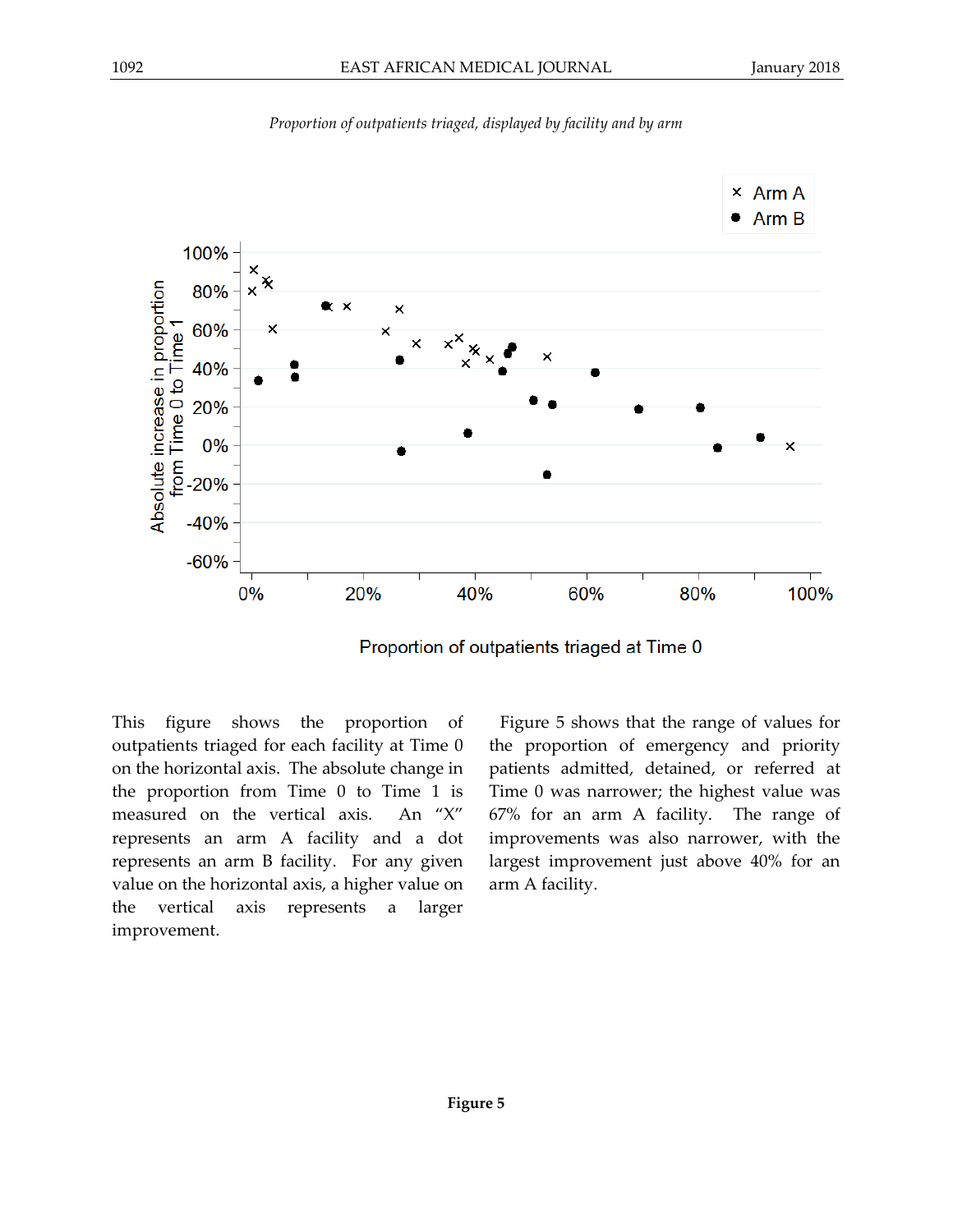*Proportion of outpatients triaged, displayed by facility and by arm*

This figure shows the proportion of outpatients triaged for each facility at Time 0 on the horizontal axis. The absolute change in the proportion from Time 0 to Time 1 is measured on the vertical axis. An "X" represents an arm A facility and a dot represents an arm B facility. For any given value on the horizontal axis, a higher value on the vertical axis represents a larger improvement.

Figure 5 shows that the range of values for the proportion of emergency and priority patients admitted, detained, or referred at Time 0 was narrower; the highest value was 67% for an arm A facility. The range of improvements was also narrower, with the largest improvement just above 40% for an arm A facility.

**Figure 5**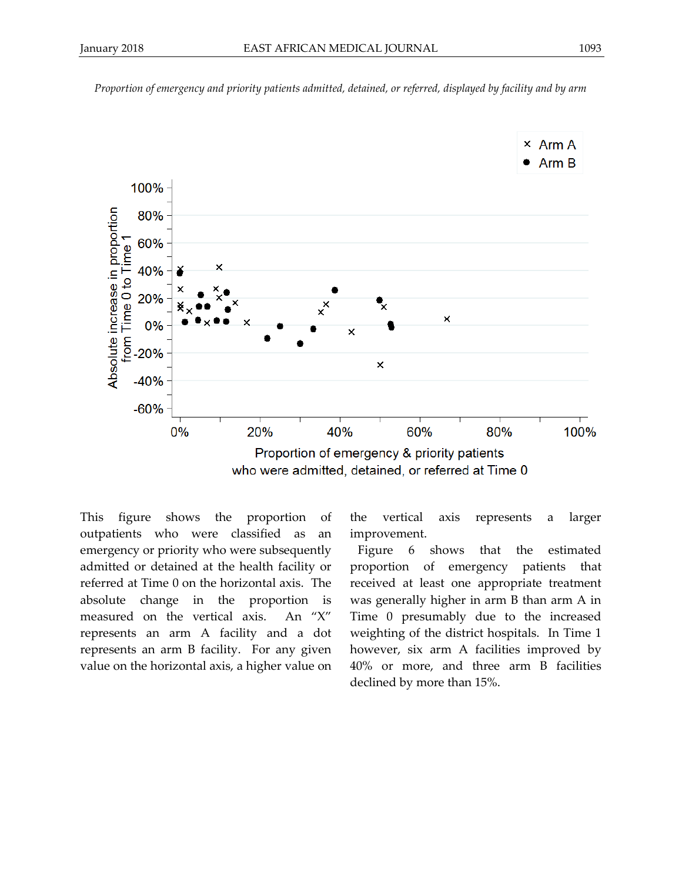*Proportion of emergency and priority patients admitted, detained, or referred, displayed by facility and by arm*

This figure shows the proportion of outpatients who were classified as an emergency or priority who were subsequently admitted or detained at the health facility or referred at Time 0 on the horizontal axis. The absolute change in the proportion is measured on the vertical axis. An "X" represents an arm A facility and a dot represents an arm B facility. For any given value on the horizontal axis, a higher value on the vertical axis represents a larger improvement.

Figure 6 shows that the estimated proportion of emergency patients that received at least one appropriate treatment was generally higher in arm B than arm A in Time 0 presumably due to the increased weighting of the district hospitals. In Time 1 however, six arm A facilities improved by 40% or more, and three arm B facilities declined by more than 15%.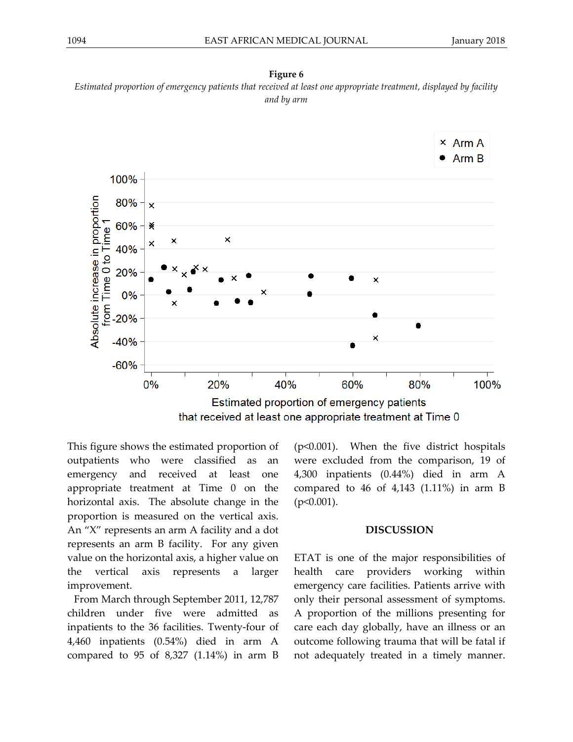**Figure 6**

*Estimated proportion of emergency patients that received at least one appropriate treatment, displayed by facility and by arm*

This figure shows the estimated proportion of outpatients who were classified as an emergency and received at least one appropriate treatment at Time 0 on the horizontal axis. The absolute change in the proportion is measured on the vertical axis. An "X" represents an arm A facility and a dot represents an arm B facility. For any given value on the horizontal axis, a higher value on the vertical axis represents a larger improvement.

From March through September 2011, 12,787 children under five were admitted as inpatients to the 36 facilities. Twenty-four of 4,460 inpatients (0.54%) died in arm A compared to 95 of 8,327 (1.14%) in arm B ($p<0.001$). When the five district hospitals were excluded from the comparison, 19 of 4,300 inpatients (0.44%) died in arm A compared to 46 of 4,143 (1.11%) in arm B ($p<0.001$).

## DISCUSSION

ETAT is one of the major responsibilities of health care providers working within emergency care facilities. Patients arrive with only their personal assessment of symptoms. A proportion of the millions presenting for care each day globally, have an illness or an outcome following trauma that will be fatal if not adequately treated in a timely manner.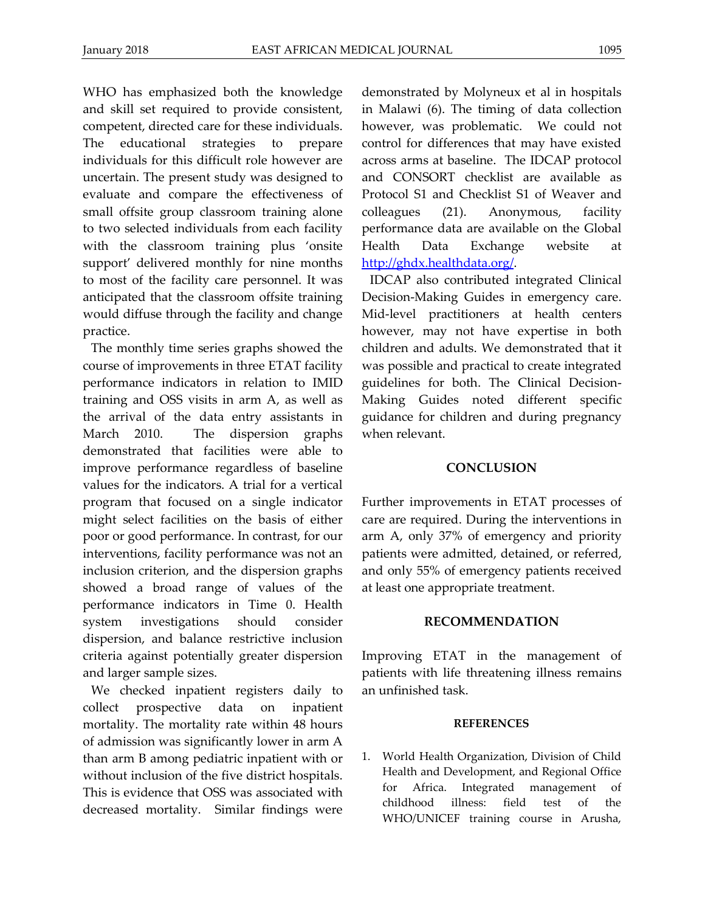WHO has emphasized both the knowledge and skill set required to provide consistent, competent, directed care for these individuals. The educational strategies to prepare individuals for this difficult role however are uncertain. The present study was designed to evaluate and compare the effectiveness of small offsite group classroom training alone to two selected individuals from each facility with the classroom training plus 'onsite support' delivered monthly for nine months to most of the facility care personnel. It was anticipated that the classroom offsite training would diffuse through the facility and change practice.

The monthly time series graphs showed the course of improvements in three ETAT facility performance indicators in relation to IMID training and OSS visits in arm A, as well as the arrival of the data entry assistants in March 2010. The dispersion graphs demonstrated that facilities were able to improve performance regardless of baseline values for the indicators. A trial for a vertical program that focused on a single indicator might select facilities on the basis of either poor or good performance. In contrast, for our interventions, facility performance was not an inclusion criterion, and the dispersion graphs showed a broad range of values of the performance indicators in Time 0. Health system investigations should consider dispersion, and balance restrictive inclusion criteria against potentially greater dispersion and larger sample sizes.

We checked inpatient registers daily to collect prospective data on inpatient mortality. The mortality rate within 48 hours of admission was significantly lower in arm A than arm B among pediatric inpatient with or without inclusion of the five district hospitals. This is evidence that OSS was associated with decreased mortality. Similar findings were demonstrated by Molyneux et al in hospitals in Malawi (6). The timing of data collection however, was problematic. We could not control for differences that may have existed across arms at baseline. The IDCAP protocol and CONSORT checklist are available as Protocol S1 and Checklist S1 of Weaver and colleagues (21). Anonymous, facility performance data are available on the Global Health Data Exchange website at http://ghdx.healthdata.org/.

IDCAP also contributed integrated Clinical Decision-Making Guides in emergency care. Mid-level practitioners at health centers however, may not have expertise in both children and adults. We demonstrated that it was possible and practical to create integrated guidelines for both. The Clinical Decision-Making Guides noted different specific guidance for children and during pregnancy when relevant.

## CONCLUSION

Further improvements in ETAT processes of care are required. During the interventions in arm A, only 37% of emergency and priority patients were admitted, detained, or referred, and only 55% of emergency patients received at least one appropriate treatment.

## RECOMMENDATION

Improving ETAT in the management of patients with life threatening illness remains an unfinished task.

### REFERENCES

1. World Health Organization, Division of Child Health and Development, and Regional Office for Africa. Integrated management of childhood illness: field test of the WHO/UNICEF training course in Arusha,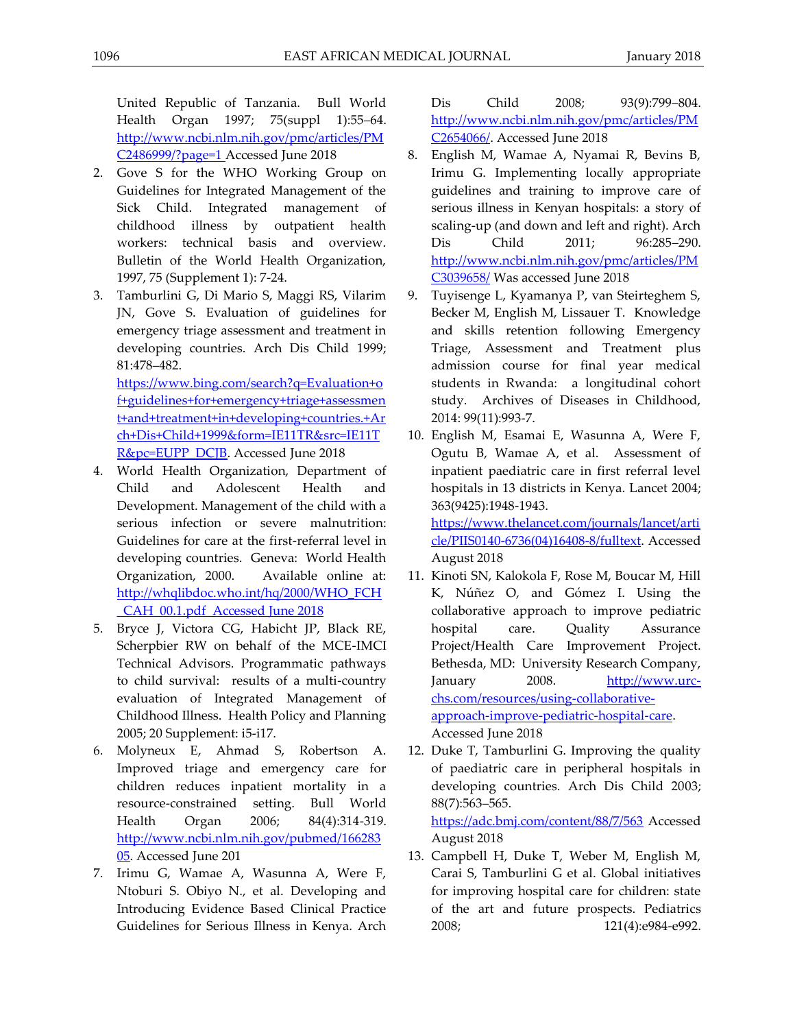United Republic of Tanzania. Bull World Health Organ 1997; 75(suppl 1):55–64. http://www.ncbi.nlm.nih.gov/pmc/articles/PMC2486999/?page=1 Accessed June 2018

2. Gove S for the WHO Working Group on Guidelines for Integrated Management of the Sick Child. Integrated management of childhood illness by outpatient health workers: technical basis and overview. Bulletin of the World Health Organization, 1997, 75 (Supplement 1): 7-24.
3. Tamburlini G, Di Mario S, Maggi RS, Vilarim JN, Gove S. Evaluation of guidelines for emergency triage assessment and treatment in developing countries. Arch Dis Child 1999; 81:478–482. https://www.bing.com/search?q=Evaluation+of+guidelines+for+emergency+triage+assessment+and+treatment+in+developing+countries.+Arch+Dis+Child+1999&form=IE11TR&src=IE11TR&pc=EUPP_DCJB. Accessed June 2018
4. World Health Organization, Department of Child and Adolescent Health and Development. Management of the child with a serious infection or severe malnutrition: Guidelines for care at the first-referral level in developing countries. Geneva: World Health Organization, 2000. Available online at: http://whqlibdoc.who.int/hq/2000/WHO_FCH_CAH_00.1.pdf Accessed June 2018
5. Bryce J, Victora CG, Habicht JP, Black RE, Scherpbier RW on behalf of the MCE-IMCI Technical Advisors. Programmatic pathways to child survival: results of a multi-country evaluation of Integrated Management of Childhood Illness. Health Policy and Planning 2005; 20 Supplement: i5-i17.
6. Molyneux E, Ahmad S, Robertson A. Improved triage and emergency care for children reduces inpatient mortality in a resource-constrained setting. Bull World Health Organ 2006; 84(4):314-319. http://www.ncbi.nlm.nih.gov/pubmed/16628305. Accessed June 201
7. Irimu G, Wamae A, Wasunna A, Were F, Ntoburi S. Obiyo N., et al. Developing and Introducing Evidence Based Clinical Practice Guidelines for Serious Illness in Kenya. Arch Dis Child 2008; 93(9):799–804. http://www.ncbi.nlm.nih.gov/pmc/articles/PMC2654066/. Accessed June 2018
8. English M, Wamae A, Nyamai R, Bevins B, Irimu G. Implementing locally appropriate guidelines and training to improve care of serious illness in Kenyan hospitals: a story of scaling-up (and down and left and right). Arch Dis Child 2011; 96:285–290. http://www.ncbi.nlm.nih.gov/pmc/articles/PMC3039658/ Was accessed June 2018
9. Tuyisenge L, Kyamanya P, van Steirteghem S, Becker M, English M, Lissauer T. Knowledge and skills retention following Emergency Triage, Assessment and Treatment plus admission course for final year medical students in Rwanda: a longitudinal cohort study. Archives of Diseases in Childhood, 2014: 99(11):993-7.
10. English M, Esamai E, Wasunna A, Were F, Ogutu B, Wamae A, et al. Assessment of inpatient paediatric care in first referral level hospitals in 13 districts in Kenya. Lancet 2004; 363(9425):1948-1943. https://www.thelancet.com/journals/lancet/article/PIIS0140-6736(04)16408-8/fulltext. Accessed August 2018
11. Kinoti SN, Kalokola F, Rose M, Boucar M, Hill K, Núñez O, and Gómez I. Using the collaborative approach to improve pediatric hospital care. Quality Assurance Project/Health Care Improvement Project. Bethesda, MD: University Research Company, January 2008. http://www.urc-chs.com/resources/using-collaborative-approach-improve-pediatric-hospital-care. Accessed June 2018
12. Duke T, Tamburlini G. Improving the quality of paediatric care in peripheral hospitals in developing countries. Arch Dis Child 2003; 88(7):563–565. https://adc.bmj.com/content/88/7/563 Accessed August 2018
13. Campbell H, Duke T, Weber M, English M, Carai S, Tamburlini G et al. Global initiatives for improving hospital care for children: state of the art and future prospects. Pediatrics 2008; 121(4):e984-e992.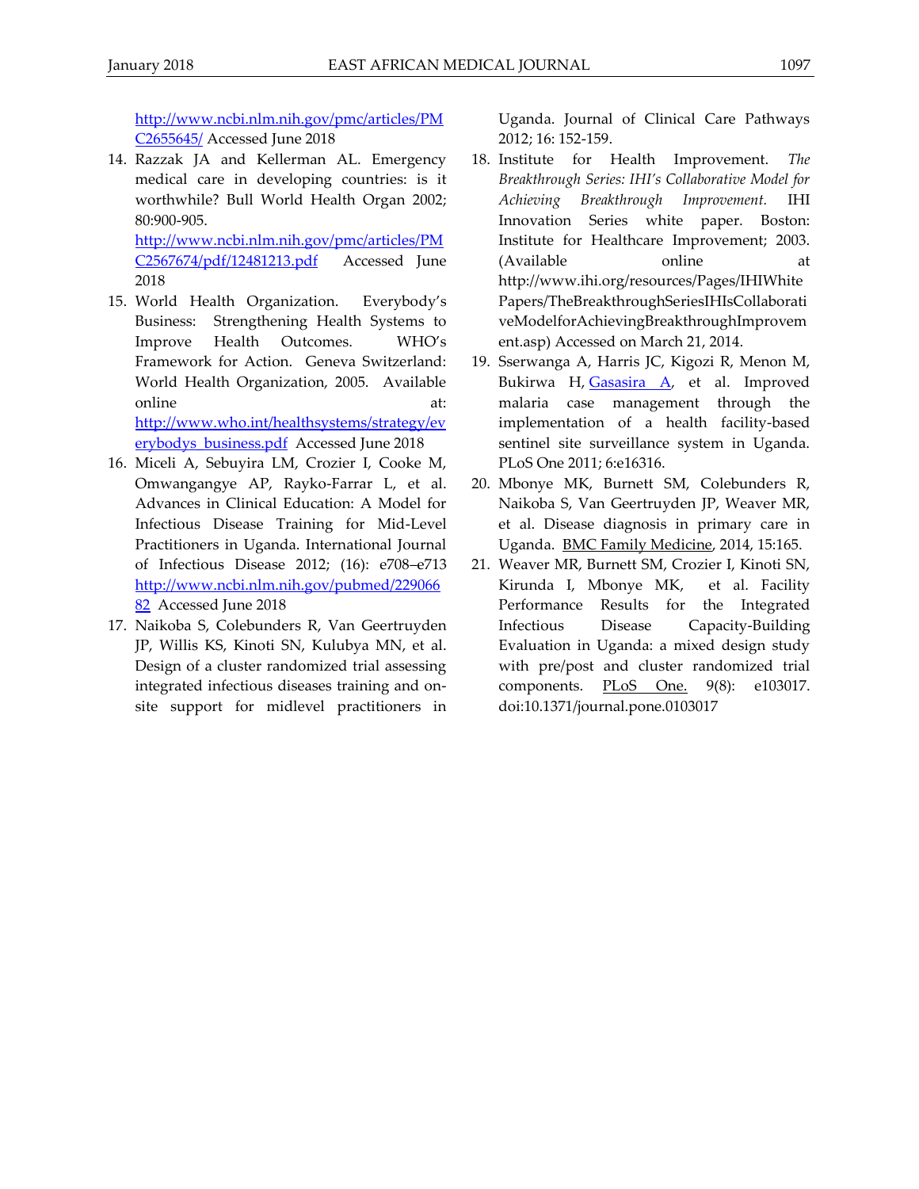http://www.ncbi.nlm.nih.gov/pmc/articles/PMC2655645/ Accessed June 2018

14. Razzak JA and Kellerman AL. Emergency medical care in developing countries: is it worthwhile? Bull World Health Organ 2002; 80:900-905. http://www.ncbi.nlm.nih.gov/pmc/articles/PMC2567674/pdf/12481213.pdf Accessed June 2018
15. World Health Organization. Everybody's Business: Strengthening Health Systems to Improve Health Outcomes. WHO's Framework for Action. Geneva Switzerland: World Health Organization, 2005. Available online at: http://www.who.int/healthsystems/strategy/everybodys_business.pdf Accessed June 2018
16. Miceli A, Sebuyira LM, Crozier I, Cooke M, Omwangangye AP, Rayko-Farrar L, et al. Advances in Clinical Education: A Model for Infectious Disease Training for Mid-Level Practitioners in Uganda. International Journal of Infectious Disease 2012; (16): e708–e713 http://www.ncbi.nlm.nih.gov/pubmed/22906682 Accessed June 2018
17. Naikoba S, Colebunders R, Van Geertruyden JP, Willis KS, Kinoti SN, Kulubya MN, et al. Design of a cluster randomized trial assessing integrated infectious diseases training and on-site support for midlevel practitioners in Uganda. Journal of Clinical Care Pathways 2012; 16: 152-159.
18. Institute for Health Improvement. *The Breakthrough Series: IHI's Collaborative Model for Achieving Breakthrough Improvement.* IHI Innovation Series white paper. Boston: Institute for Healthcare Improvement; 2003. (Available online at http://www.ihi.org/resources/Pages/IHIWhitePapers/TheBreakthroughSeriesIHIsCollaborativeModelforAchievingBreakthroughImprovement.asp) Accessed on March 21, 2014.
19. Sserwanga A, Harris JC, Kigozi R, Menon M, Bukirwa H, Gasasira A, et al. Improved malaria case management through the implementation of a health facility-based sentinel site surveillance system in Uganda. PLoS One 2011; 6:e16316.
20. Mbonye MK, Burnett SM, Colebunders R, Naikoba S, Van Geertruyden JP, Weaver MR, et al. Disease diagnosis in primary care in Uganda. BMC Family Medicine, 2014, 15:165.
21. Weaver MR, Burnett SM, Crozier I, Kinoti SN, Kirunda I, Mbonye MK, et al. Facility Performance Results for the Integrated Infectious Disease Capacity-Building Evaluation in Uganda: a mixed design study with pre/post and cluster randomized trial components. PLoS One. 9(8): e103017. doi:10.1371/journal.pone.0103017